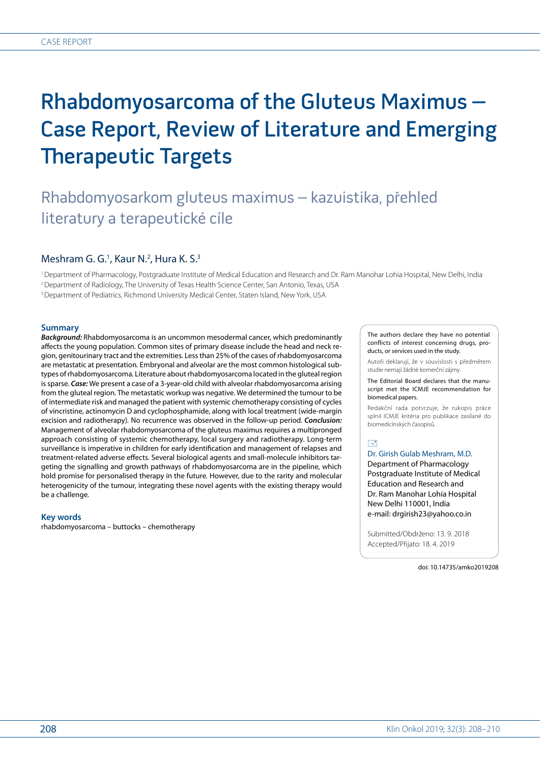CASE REPORT

# Rhabdomyosarcoma of the Gluteus Maximus – Case Report, Review of Literature and Emerging Therapeutic Targets

## Rhabdomyosarkom gluteus maximus – kazuistika, přehled literatury a terapeutické cíle

Meshram G. G.[1], Kaur N.[2], Hura K. S.[3]

[1] Department of Pharmacology, Postgraduate Institute of Medical Education and Research and Dr. Ram Manohar Lohia Hospital, New Delhi, India
[2] Department of Radiology, The University of Texas Health Science Center, San Antonio, Texas, USA
[3] Department of Pediatrics, Richmond University Medical Center, Staten Island, New York, USA

### Summary

***Background:*** Rhabdomyosarcoma is an uncommon mesodermal cancer, which predominantly affects the young population. Common sites of primary disease include the head and neck region, genitourinary tract and the extremities. Less than 25% of the cases of rhabdomyosarcoma are metastatic at presentation. Embryonal and alveolar are the most common histological subtypes of rhabdomyosarcoma. Literature about rhabdomyosarcoma located in the gluteal region is sparse. ***Case:*** We present a case of a 3-year-old child with alveolar rhabdomyosarcoma arising from the gluteal region. The metastatic workup was negative. We determined the tumour to be of intermediate risk and managed the patient with systemic chemotherapy consisting of cycles of vincristine, actinomycin D and cyclophosphamide, along with local treatment (wide-margin excision and radiotherapy). No recurrence was observed in the follow-up period. ***Conclusion:*** Management of alveolar rhabdomyosarcoma of the gluteus maximus requires a multipronged approach consisting of systemic chemotherapy, local surgery and radiotherapy. Long-term surveillance is imperative in children for early identification and management of relapses and treatment-related adverse effects. Several biological agents and small-molecule inhibitors targeting the signalling and growth pathways of rhabdomyosarcoma are in the pipeline, which hold promise for personalised therapy in the future. However, due to the rarity and molecular heterogenicity of the tumour, integrating these novel agents with the existing therapy would be a challenge.

### Key words

rhabdomyosarcoma – buttocks – chemotherapy

The authors declare they have no potential conflicts of interest concerning drugs, products, or services used in the study.

Autoři deklarují, že v souvislosti s předmětem studie nemají žádné komerční zájmy.

The Editorial Board declares that the manuscript met the ICMJE recommendation for biomedical papers.

Redakční rada potvrzuje, že rukopis práce splnil ICMJE kritéria pro publikace zasílané do biomedicínských časopisů.

Dr. Girish Gulab Meshram, M.D.
Department of Pharmacology
Postgraduate Institute of Medical Education and Research and
Dr. Ram Manohar Lohia Hospital
New Delhi 110001, India
e-mail: drgirish23@yahoo.co.in

Submitted/Obdrženo: 13. 9. 2018
Accepted/Přijato: 18. 4. 2019

doi: 10.14735/amko2019208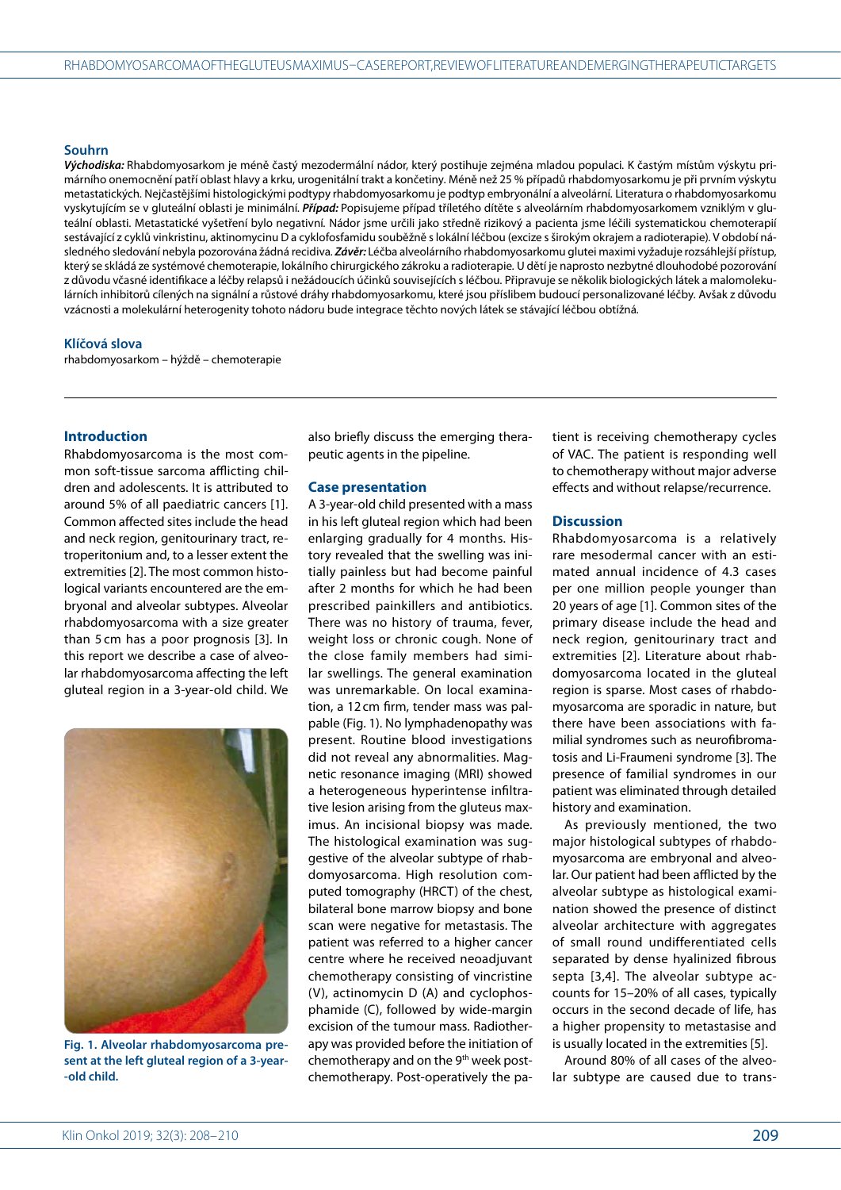## Souhrn

***Východiska:*** Rhabdomyosarkom je méně častý mezodermální nádor, který postihuje zejména mladou populaci. K častým místům výskytu primárního onemocnění patří oblast hlavy a krku, urogenitální trakt a končetiny. Méně než 25 % případů rhabdomyosarkomu je při prvním výskytu metastatických. Nejčastějšími histologickými podtypy rhabdomyosarkomu je podtyp embryonální a alveolární. Literatura o rhabdomyosarkomu vyskytujícím se v gluteální oblasti je minimální. ***Případ:*** Popisujeme případ tříletého dítěte s alveolárním rhabdomyosarkomem vzniklým v gluteální oblasti. Metastatické vyšetření bylo negativní. Nádor jsme určili jako středně rizikový a pacienta jsme léčili systematickou chemoterapií sestávající z cyklů vinkristinu, aktinomycinu D a cyklofosfamidu souběžně s lokální léčbou (excize s širokým okrajem a radioterapie). V období následného sledování nebyla pozorována žádná recidiva. ***Závěr:*** Léčba alveolárního rhabdomyosarkomu glutei maximi vyžaduje rozsáhlejší přístup, který se skládá ze systémové chemoterapie, lokálního chirurgického zákroku a radioterapie. U dětí je naprosto nezbytné dlouhodobé pozorování z důvodu včasné identifikace a léčby relapsů i nežádoucích účinků souvisejících s léčbou. Připravuje se několik biologických látek a malomolekulárních inhibitorů cílených na signální a růstové dráhy rhabdomyosarkomu, které jsou příslibem budoucí personalizované léčby. Avšak z důvodu vzácnosti a molekulární heterogenity tohoto nádoru bude integrace těchto nových látek se stávající léčbou obtížná.

## Klíčová slova

rhabdomyosarkom – hýždě – chemoterapie

## Introduction

Rhabdomyosarcoma is the most common soft-tissue sarcoma afflicting children and adolescents. It is attributed to around 5% of all paediatric cancers [1]. Common affected sites include the head and neck region, genitourinary tract, retroperitonium and, to a lesser extent the extremities [2]. The most common histological variants encountered are the embryonal and alveolar subtypes. Alveolar rhabdomyosarcoma with a size greater than 5 cm has a poor prognosis [3]. In this report we describe a case of alveolar rhabdomyosarcoma affecting the left gluteal region in a 3-year-old child. We also briefly discuss the emerging therapeutic agents in the pipeline.

**Fig. 1. Alveolar rhabdomyosarcoma present at the left gluteal region of a 3-year-old child.**

## Case presentation

A 3-year-old child presented with a mass in his left gluteal region which had been enlarging gradually for 4 months. History revealed that the swelling was initially painless but had become painful after 2 months for which he had been prescribed painkillers and antibiotics. There was no history of trauma, fever, weight loss or chronic cough. None of the close family members had similar swellings. The general examination was unremarkable. On local examination, a 12 cm firm, tender mass was palpable (Fig. 1). No lymphadenopathy was present. Routine blood investigations did not reveal any abnormalities. Magnetic resonance imaging (MRI) showed a heterogeneous hyperintense infiltrative lesion arising from the gluteus maximus. An incisional biopsy was made. The histological examination was suggestive of the alveolar subtype of rhabdomyosarcoma. High resolution computed tomography (HRCT) of the chest, bilateral bone marrow biopsy and bone scan were negative for metastasis. The patient was referred to a higher cancer centre where he received neoadjuvant chemotherapy consisting of vincristine (V), actinomycin D (A) and cyclophosphamide (C), followed by wide-margin excision of the tumour mass. Radiotherapy was provided before the initiation of chemotherapy and on the 9th week post-chemotherapy. Post-operatively the patient is receiving chemotherapy cycles of VAC. The patient is responding well to chemotherapy without major adverse effects and without relapse/recurrence.

## Discussion

Rhabdomyosarcoma is a relatively rare mesodermal cancer with an estimated annual incidence of 4.3 cases per one million people younger than 20 years of age [1]. Common sites of the primary disease include the head and neck region, genitourinary tract and extremities [2]. Literature about rhabdomyosarcoma located in the gluteal region is sparse. Most cases of rhabdomyosarcoma are sporadic in nature, but there have been associations with familial syndromes such as neurofibromatosis and Li-Fraumeni syndrome [3]. The presence of familial syndromes in our patient was eliminated through detailed history and examination.

As previously mentioned, the two major histological subtypes of rhabdomyosarcoma are embryonal and alveolar. Our patient had been afflicted by the alveolar subtype as histological examination showed the presence of distinct alveolar architecture with aggregates of small round undifferentiated cells separated by dense hyalinized fibrous septa [3,4]. The alveolar subtype accounts for 15–20% of all cases, typically occurs in the second decade of life, has a higher propensity to metastasise and is usually located in the extremities [5].

Around 80% of all cases of the alveolar subtype are caused due to trans-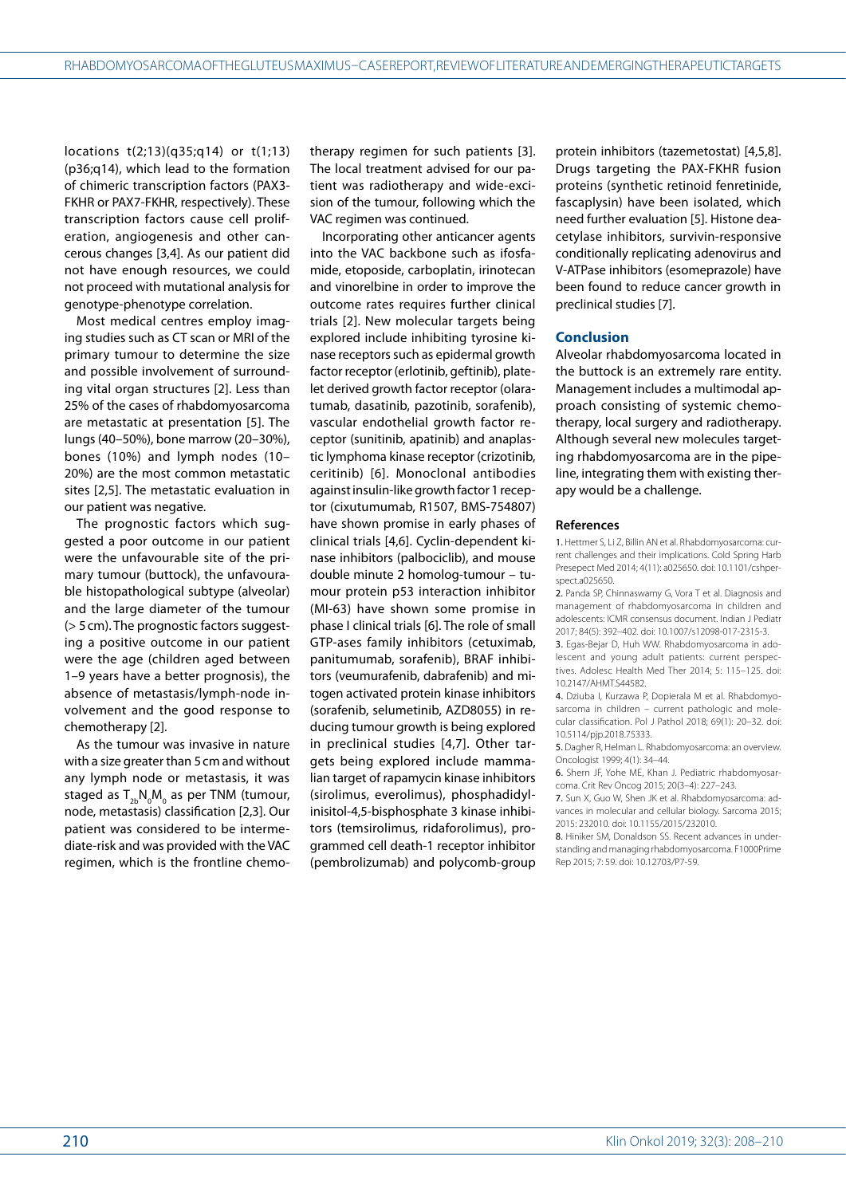locations t(2;13)(q35;q14) or t(1;13) (p36;q14), which lead to the formation of chimeric transcription factors (PAX3-FKHR or PAX7-FKHR, respectively). These transcription factors cause cell proliferation, angiogenesis and other cancerous changes [3,4]. As our patient did not have enough resources, we could not proceed with mutational analysis for genotype-phenotype correlation.

Most medical centres employ imaging studies such as CT scan or MRI of the primary tumour to determine the size and possible involvement of surrounding vital organ structures [2]. Less than 25% of the cases of rhabdomyosarcoma are metastatic at presentation [5]. The lungs (40–50%), bone marrow (20–30%), bones (10%) and lymph nodes (10–20%) are the most common metastatic sites [2,5]. The metastatic evaluation in our patient was negative.

The prognostic factors which suggested a poor outcome in our patient were the unfavourable site of the primary tumour (buttock), the unfavourable histopathological subtype (alveolar) and the large diameter of the tumour (> 5 cm). The prognostic factors suggesting a positive outcome in our patient were the age (children aged between 1–9 years have a better prognosis), the absence of metastasis/lymph-node involvement and the good response to chemotherapy [2].

As the tumour was invasive in nature with a size greater than 5 cm and without any lymph node or metastasis, it was staged as $T_{2b}N_0M_0$ as per TNM (tumour, node, metastasis) classification [2,3]. Our patient was considered to be intermediate-risk and was provided with the VAC regimen, which is the frontline chemotherapy regimen for such patients [3]. The local treatment advised for our patient was radiotherapy and wide-excision of the tumour, following which the VAC regimen was continued.

Incorporating other anticancer agents into the VAC backbone such as ifosfamide, etoposide, carboplatin, irinotecan and vinorelbine in order to improve the outcome rates requires further clinical trials [2]. New molecular targets being explored include inhibiting tyrosine kinase receptors such as epidermal growth factor receptor (erlotinib, geftinib), platelet derived growth factor receptor (olaratumab, dasatinib, pazotinib, sorafenib), vascular endothelial growth factor receptor (sunitinib, apatinib) and anaplastic lymphoma kinase receptor (crizotinib, ceritinib) [6]. Monoclonal antibodies against insulin-like growth factor 1 receptor (cixutumumab, R1507, BMS-754807) have shown promise in early phases of clinical trials [4,6]. Cyclin-dependent kinase inhibitors (palbociclib), and mouse double minute 2 homolog-tumour – tumour protein p53 interaction inhibitor (MI-63) have shown some promise in phase I clinical trials [6]. The role of small GTP-ases family inhibitors (cetuximab, panitumumab, sorafenib), BRAF inhibitors (veumurafenib, dabrafenib) and mitogen activated protein kinase inhibitors (sorafenib, selumetinib, AZD8055) in reducing tumour growth is being explored in preclinical studies [4,7]. Other targets being explored include mammalian target of rapamycin kinase inhibitors (sirolimus, everolimus), phosphadidylinisitol-4,5-bisphosphate 3 kinase inhibitors (temsirolimus, ridaforolimus), programmed cell death-1 receptor inhibitor (pembrolizumab) and polycomb-group protein inhibitors (tazemetostat) [4,5,8]. Drugs targeting the PAX-FKHR fusion proteins (synthetic retinoid fenretinide, fascaplysin) have been isolated, which need further evaluation [5]. Histone deacetylase inhibitors, survivin-responsive conditionally replicating adenovirus and V-ATPase inhibitors (esomeprazole) have been found to reduce cancer growth in preclinical studies [7].

## Conclusion

Alveolar rhabdomyosarcoma located in the buttock is an extremely rare entity. Management includes a multimodal approach consisting of systemic chemotherapy, local surgery and radiotherapy. Although several new molecules targeting rhabdomyosarcoma are in the pipeline, integrating them with existing therapy would be a challenge.

### References

1. Hettmer S, Li Z, Billin AN et al. Rhabdomyosarcoma: current challenges and their implications. Cold Spring Harb Presepect Med 2014; 4(11): a025650. doi: 10.1101/cshperspect.a025650.
2. Panda SP, Chinnaswamy G, Vora T et al. Diagnosis and management of rhabdomyosarcoma in children and adolescents: ICMR consensus document. Indian J Pediatr 2017; 84(5): 392–402. doi: 10.1007/s12098-017-2315-3.
3. Egas-Bejar D, Huh WW. Rhabdomyosarcoma in adolescent and young adult patients: current perspectives. Adolesc Health Med Ther 2014; 5: 115–125. doi: 10.2147/AHMT.S44582.
4. Dziuba I, Kurzawa P, Dopierala M et al. Rhabdomyosarcoma in children – current pathologic and molecular classification. Pol J Pathol 2018; 69(1): 20–32. doi: 10.5114/pjp.2018.75333.
5. Dagher R, Helman L. Rhabdomyosarcoma: an overview. Oncologist 1999; 4(1): 34–44.
6. Shern JF, Yohe ME, Khan J. Pediatric rhabdomyosarcoma. Crit Rev Oncog 2015; 20(3–4): 227–243.
7. Sun X, Guo W, Shen JK et al. Rhabdomyosarcoma: advances in molecular and cellular biology. Sarcoma 2015; 2015: 232010. doi: 10.1155/2015/232010.
8. Hiniker SM, Donaldson SS. Recent advances in understanding and managing rhabdomyosarcoma. F1000Prime Rep 2015; 7: 59. doi: 10.12703/P7-59.